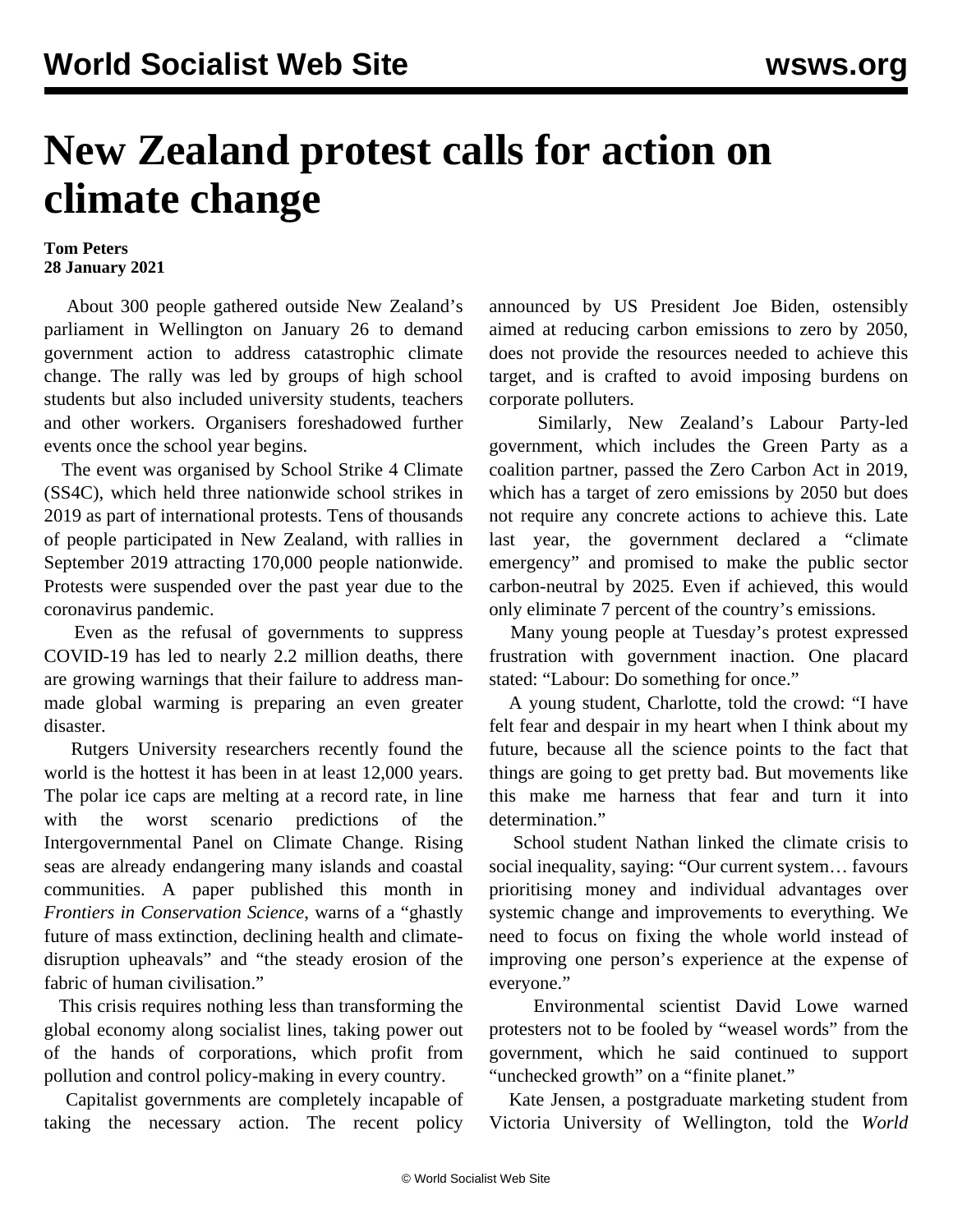# New Zealand protest calls for action on climate change

**Tom Peters**
**28 January 2021**

About 300 people gathered outside New Zealand's parliament in Wellington on January 26 to demand government action to address catastrophic climate change. The rally was led by groups of high school students but also included university students, teachers and other workers. Organisers foreshadowed further events once the school year begins.

The event was organised by School Strike 4 Climate (SS4C), which held three nationwide school strikes in 2019 as part of international protests. Tens of thousands of people participated in New Zealand, with rallies in September 2019 attracting 170,000 people nationwide. Protests were suspended over the past year due to the coronavirus pandemic.

Even as the refusal of governments to suppress COVID-19 has led to nearly 2.2 million deaths, there are growing warnings that their failure to address man-made global warming is preparing an even greater disaster.

Rutgers University researchers recently found the world is the hottest it has been in at least 12,000 years. The polar ice caps are melting at a record rate, in line with the worst scenario predictions of the Intergovernmental Panel on Climate Change. Rising seas are already endangering many islands and coastal communities. A paper published this month in *Frontiers in Conservation Science*, warns of a "ghastly future of mass extinction, declining health and climate-disruption upheavals" and "the steady erosion of the fabric of human civilisation."

This crisis requires nothing less than transforming the global economy along socialist lines, taking power out of the hands of corporations, which profit from pollution and control policy-making in every country.

Capitalist governments are completely incapable of taking the necessary action. The recent policy announced by US President Joe Biden, ostensibly aimed at reducing carbon emissions to zero by 2050, does not provide the resources needed to achieve this target, and is crafted to avoid imposing burdens on corporate polluters.

Similarly, New Zealand's Labour Party-led government, which includes the Green Party as a coalition partner, passed the Zero Carbon Act in 2019, which has a target of zero emissions by 2050 but does not require any concrete actions to achieve this. Late last year, the government declared a "climate emergency" and promised to make the public sector carbon-neutral by 2025. Even if achieved, this would only eliminate 7 percent of the country's emissions.

Many young people at Tuesday's protest expressed frustration with government inaction. One placard stated: "Labour: Do something for once."

A young student, Charlotte, told the crowd: "I have felt fear and despair in my heart when I think about my future, because all the science points to the fact that things are going to get pretty bad. But movements like this make me harness that fear and turn it into determination."

School student Nathan linked the climate crisis to social inequality, saying: "Our current system… favours prioritising money and individual advantages over systemic change and improvements to everything. We need to focus on fixing the whole world instead of improving one person's experience at the expense of everyone."

Environmental scientist David Lowe warned protesters not to be fooled by "weasel words" from the government, which he said continued to support "unchecked growth" on a "finite planet."

Kate Jensen, a postgraduate marketing student from Victoria University of Wellington, told the *World*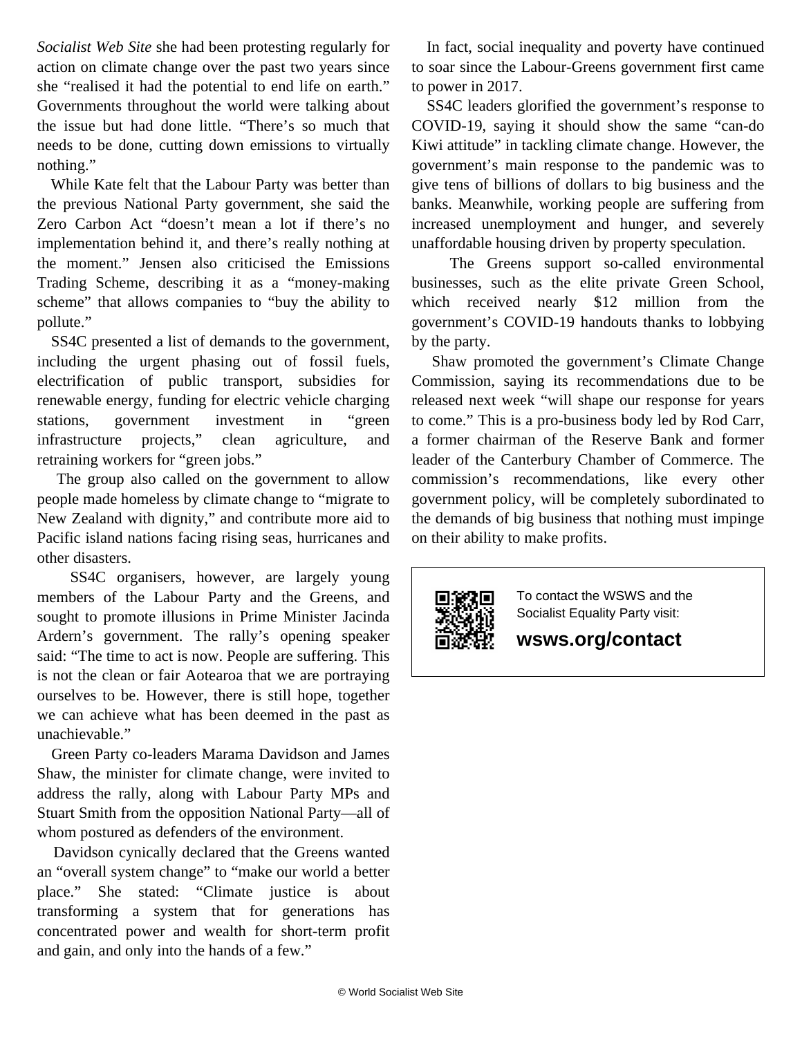*Socialist Web Site* she had been protesting regularly for action on climate change over the past two years since she "realised it had the potential to end life on earth." Governments throughout the world were talking about the issue but had done little. "There's so much that needs to be done, cutting down emissions to virtually nothing."

While Kate felt that the Labour Party was better than the previous National Party government, she said the Zero Carbon Act "doesn't mean a lot if there's no implementation behind it, and there's really nothing at the moment." Jensen also criticised the Emissions Trading Scheme, describing it as a "money-making scheme" that allows companies to "buy the ability to pollute."

SS4C presented a list of demands to the government, including the urgent phasing out of fossil fuels, electrification of public transport, subsidies for renewable energy, funding for electric vehicle charging stations, government investment in "green infrastructure projects," clean agriculture, and retraining workers for "green jobs."

The group also called on the government to allow people made homeless by climate change to "migrate to New Zealand with dignity," and contribute more aid to Pacific island nations facing rising seas, hurricanes and other disasters.

SS4C organisers, however, are largely young members of the Labour Party and the Greens, and sought to promote illusions in Prime Minister Jacinda Ardern's government. The rally's opening speaker said: "The time to act is now. People are suffering. This is not the clean or fair Aotearoa that we are portraying ourselves to be. However, there is still hope, together we can achieve what has been deemed in the past as unachievable."

Green Party co-leaders Marama Davidson and James Shaw, the minister for climate change, were invited to address the rally, along with Labour Party MPs and Stuart Smith from the opposition National Party—all of whom postured as defenders of the environment.

Davidson cynically declared that the Greens wanted an "overall system change" to "make our world a better place." She stated: "Climate justice is about transforming a system that for generations has concentrated power and wealth for short-term profit and gain, and only into the hands of a few."

In fact, social inequality and poverty have continued to soar since the Labour-Greens government first came to power in 2017.

SS4C leaders glorified the government's response to COVID-19, saying it should show the same "can-do Kiwi attitude" in tackling climate change. However, the government's main response to the pandemic was to give tens of billions of dollars to big business and the banks. Meanwhile, working people are suffering from increased unemployment and hunger, and severely unaffordable housing driven by property speculation.

The Greens support so-called environmental businesses, such as the elite private Green School, which received nearly $12 million from the government's COVID-19 handouts thanks to lobbying by the party.

Shaw promoted the government's Climate Change Commission, saying its recommendations due to be released next week "will shape our response for years to come." This is a pro-business body led by Rod Carr, a former chairman of the Reserve Bank and former leader of the Canterbury Chamber of Commerce. The commission's recommendations, like every other government policy, will be completely subordinated to the demands of big business that nothing must impinge on their ability to make profits.

To contact the WSWS and the Socialist Equality Party visit:

**wsws.org/contact**